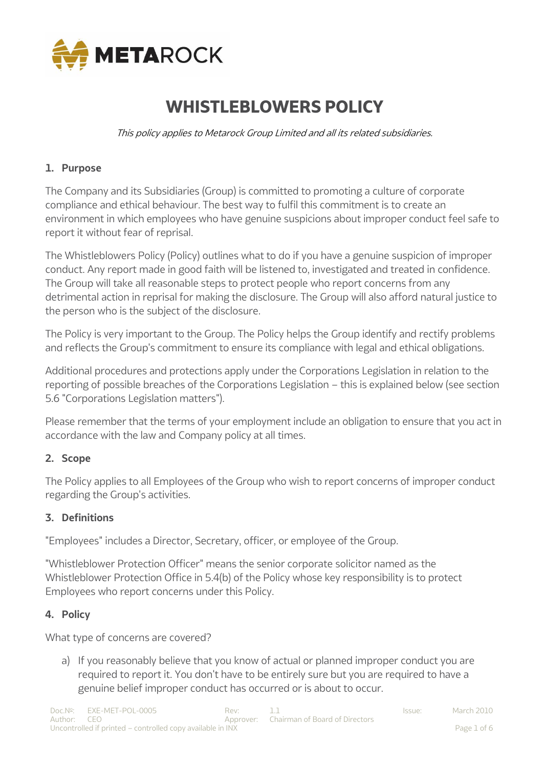# WHISTLEBLOWERS POLICY

*This policy applies to Metarock Group Limited and all its related subsidiaries.*

## 1. Purpose

The Company and its Subsidiaries (Group) is committed to promoting a culture of corporate compliance and ethical behaviour. The best way to fulfil this commitment is to create an environment in which employees who have genuine suspicions about improper conduct feel safe to report it without fear of reprisal.

The Whistleblowers Policy (Policy) outlines what to do if you have a genuine suspicion of improper conduct. Any report made in good faith will be listened to, investigated and treated in confidence. The Group will take all reasonable steps to protect people who report concerns from any detrimental action in reprisal for making the disclosure. The Group will also afford natural justice to the person who is the subject of the disclosure.

The Policy is very important to the Group. The Policy helps the Group identify and rectify problems and reflects the Group's commitment to ensure its compliance with legal and ethical obligations.

Additional procedures and protections apply under the Corporations Legislation in relation to the reporting of possible breaches of the Corporations Legislation – this is explained below (see section 5.6 "Corporations Legislation matters").

Please remember that the terms of your employment include an obligation to ensure that you act in accordance with the law and Company policy at all times.

## 2. Scope

The Policy applies to all Employees of the Group who wish to report concerns of improper conduct regarding the Group's activities.

## 3. Definitions

"Employees" includes a Director, Secretary, officer, or employee of the Group.

"Whistleblower Protection Officer" means the senior corporate solicitor named as the Whistleblower Protection Office in 5.4(b) of the Policy whose key responsibility is to protect Employees who report concerns under this Policy.

## 4. Policy

What type of concerns are covered?

a) If you reasonably believe that you know of actual or planned improper conduct you are required to report it. You don't have to be entirely sure but you are required to have a genuine belief improper conduct has occurred or is about to occur.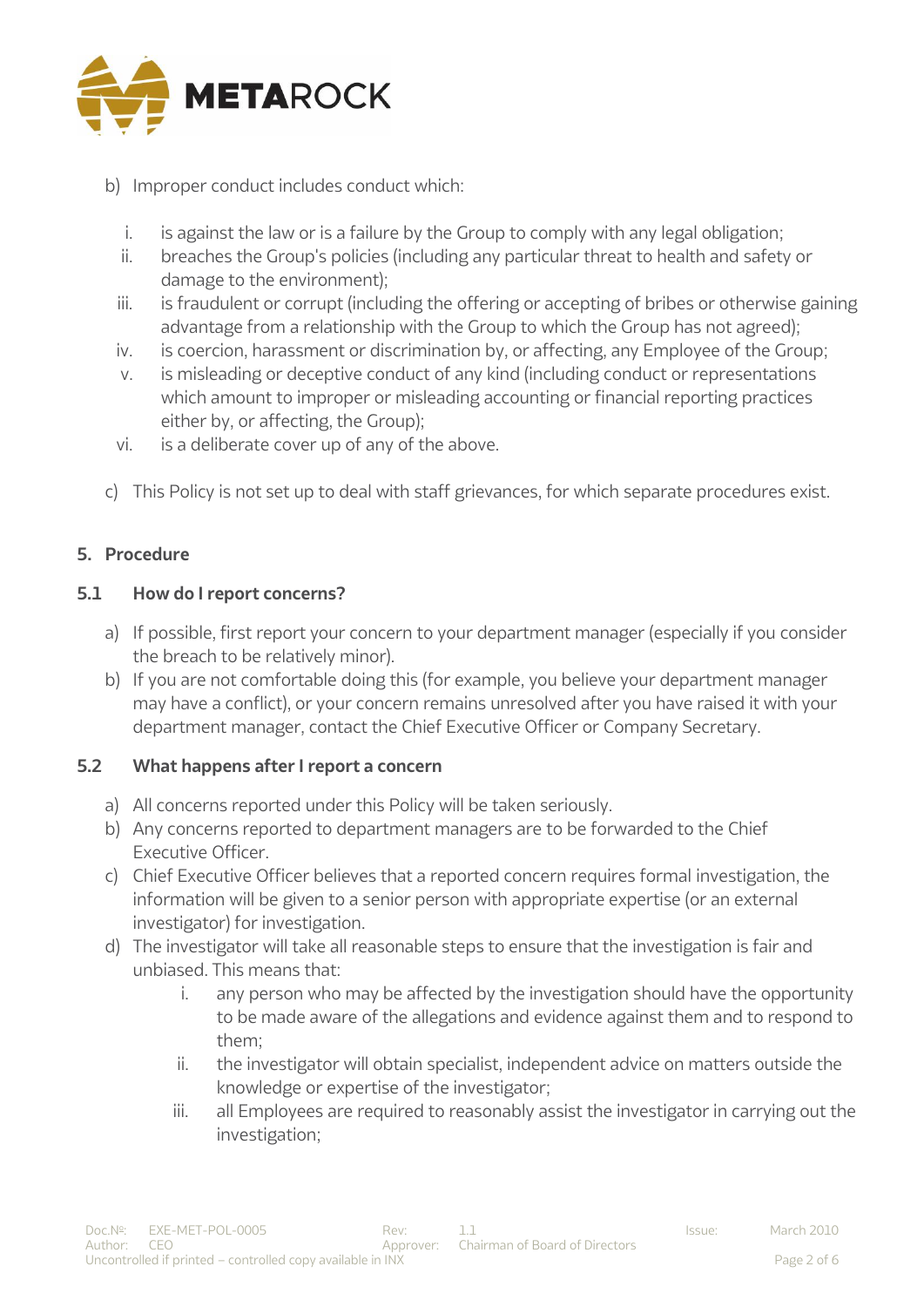b) Improper conduct includes conduct which:

i. is against the law or is a failure by the Group to comply with any legal obligation;
ii. breaches the Group's policies (including any particular threat to health and safety or damage to the environment);
iii. is fraudulent or corrupt (including the offering or accepting of bribes or otherwise gaining advantage from a relationship with the Group to which the Group has not agreed);
iv. is coercion, harassment or discrimination by, or affecting, any Employee of the Group;
v. is misleading or deceptive conduct of any kind (including conduct or representations which amount to improper or misleading accounting or financial reporting practices either by, or affecting, the Group);
vi. is a deliberate cover up of any of the above.

c) This Policy is not set up to deal with staff grievances, for which separate procedures exist.

## 5. Procedure

### 5.1 How do I report concerns?

a) If possible, first report your concern to your department manager (especially if you consider the breach to be relatively minor).
b) If you are not comfortable doing this (for example, you believe your department manager may have a conflict), or your concern remains unresolved after you have raised it with your department manager, contact the Chief Executive Officer or Company Secretary.

### 5.2 What happens after I report a concern

a) All concerns reported under this Policy will be taken seriously.
b) Any concerns reported to department managers are to be forwarded to the Chief Executive Officer.
c) Chief Executive Officer believes that a reported concern requires formal investigation, the information will be given to a senior person with appropriate expertise (or an external investigator) for investigation.
d) The investigator will take all reasonable steps to ensure that the investigation is fair and unbiased. This means that:
    i. any person who may be affected by the investigation should have the opportunity to be made aware of the allegations and evidence against them and to respond to them;
    ii. the investigator will obtain specialist, independent advice on matters outside the knowledge or expertise of the investigator;
    iii. all Employees are required to reasonably assist the investigator in carrying out the investigation;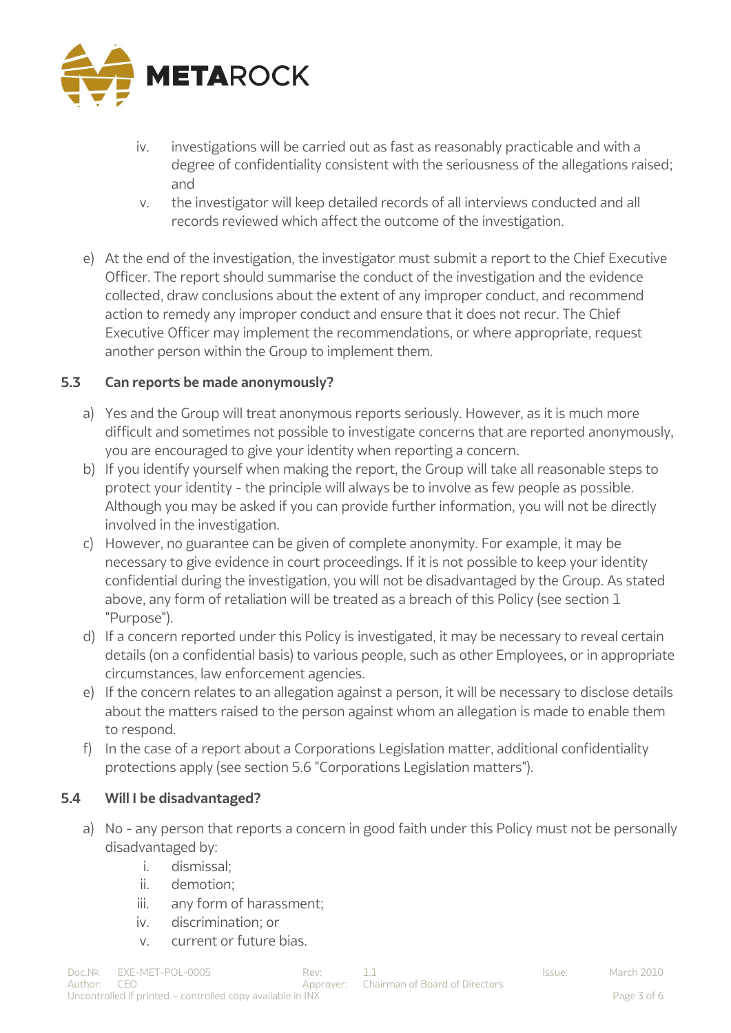iv. investigations will be carried out as fast as reasonably practicable and with a degree of confidentiality consistent with the seriousness of the allegations raised; and
v. the investigator will keep detailed records of all interviews conducted and all records reviewed which affect the outcome of the investigation.

e) At the end of the investigation, the investigator must submit a report to the Chief Executive Officer. The report should summarise the conduct of the investigation and the evidence collected, draw conclusions about the extent of any improper conduct, and recommend action to remedy any improper conduct and ensure that it does not recur. The Chief Executive Officer may implement the recommendations, or where appropriate, request another person within the Group to implement them.

### 5.3 Can reports be made anonymously?

a) Yes and the Group will treat anonymous reports seriously. However, as it is much more difficult and sometimes not possible to investigate concerns that are reported anonymously, you are encouraged to give your identity when reporting a concern.

b) If you identify yourself when making the report, the Group will take all reasonable steps to protect your identity - the principle will always be to involve as few people as possible. Although you may be asked if you can provide further information, you will not be directly involved in the investigation.

c) However, no guarantee can be given of complete anonymity. For example, it may be necessary to give evidence in court proceedings. If it is not possible to keep your identity confidential during the investigation, you will not be disadvantaged by the Group. As stated above, any form of retaliation will be treated as a breach of this Policy (see section 1 "Purpose").

d) If a concern reported under this Policy is investigated, it may be necessary to reveal certain details (on a confidential basis) to various people, such as other Employees, or in appropriate circumstances, law enforcement agencies.

e) If the concern relates to an allegation against a person, it will be necessary to disclose details about the matters raised to the person against whom an allegation is made to enable them to respond.

f) In the case of a report about a Corporations Legislation matter, additional confidentiality protections apply (see section 5.6 "Corporations Legislation matters").

### 5.4 Will I be disadvantaged?

a) No - any person that reports a concern in good faith under this Policy must not be personally disadvantaged by:
   i. dismissal;
   ii. demotion;
   iii. any form of harassment;
   iv. discrimination; or
   v. current or future bias.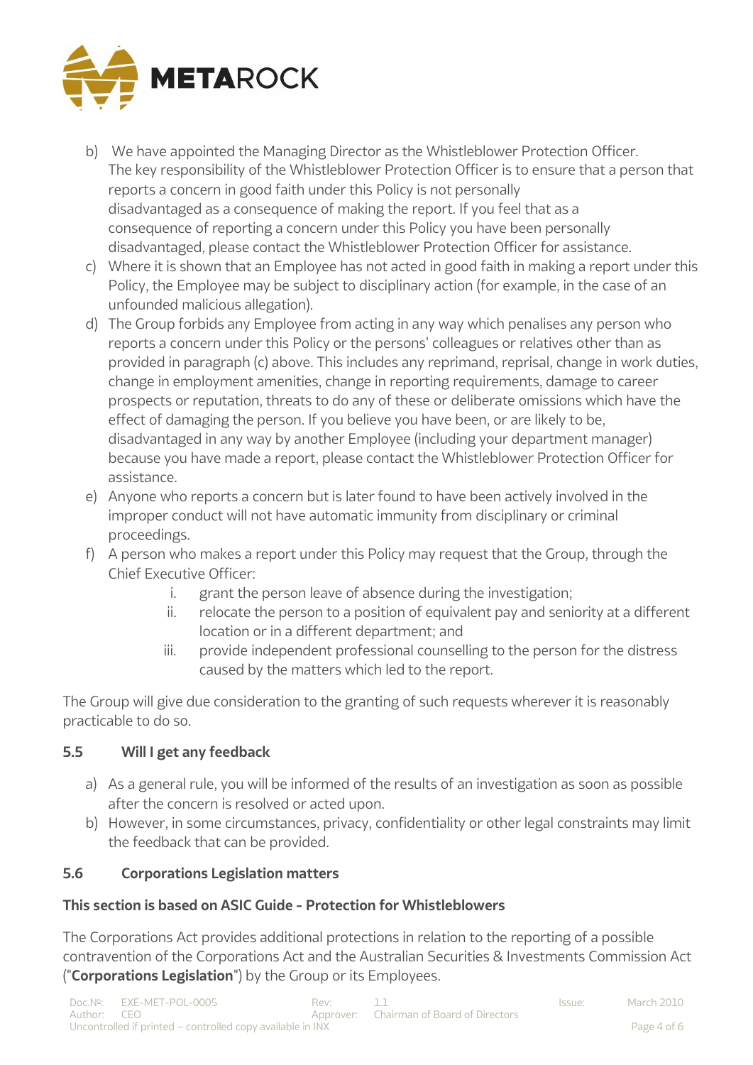b) We have appointed the Managing Director as the Whistleblower Protection Officer. The key responsibility of the Whistleblower Protection Officer is to ensure that a person that reports a concern in good faith under this Policy is not personally disadvantaged as a consequence of making the report. If you feel that as a consequence of reporting a concern under this Policy you have been personally disadvantaged, please contact the Whistleblower Protection Officer for assistance.

c) Where it is shown that an Employee has not acted in good faith in making a report under this Policy, the Employee may be subject to disciplinary action (for example, in the case of an unfounded malicious allegation).

d) The Group forbids any Employee from acting in any way which penalises any person who reports a concern under this Policy or the persons' colleagues or relatives other than as provided in paragraph (c) above. This includes any reprimand, reprisal, change in work duties, change in employment amenities, change in reporting requirements, damage to career prospects or reputation, threats to do any of these or deliberate omissions which have the effect of damaging the person. If you believe you have been, or are likely to be, disadvantaged in any way by another Employee (including your department manager) because you have made a report, please contact the Whistleblower Protection Officer for assistance.

e) Anyone who reports a concern but is later found to have been actively involved in the improper conduct will not have automatic immunity from disciplinary or criminal proceedings.

f) A person who makes a report under this Policy may request that the Group, through the Chief Executive Officer:

   i. grant the person leave of absence during the investigation;
   ii. relocate the person to a position of equivalent pay and seniority at a different location or in a different department; and
   iii. provide independent professional counselling to the person for the distress caused by the matters which led to the report.

The Group will give due consideration to the granting of such requests wherever it is reasonably practicable to do so.

### 5.5 Will I get any feedback

a) As a general rule, you will be informed of the results of an investigation as soon as possible after the concern is resolved or acted upon.

b) However, in some circumstances, privacy, confidentiality or other legal constraints may limit the feedback that can be provided.

### 5.6 Corporations Legislation matters

**This section is based on ASIC Guide - Protection for Whistleblowers**

The Corporations Act provides additional protections in relation to the reporting of a possible contravention of the Corporations Act and the Australian Securities & Investments Commission Act ("**Corporations Legislation**") by the Group or its Employees.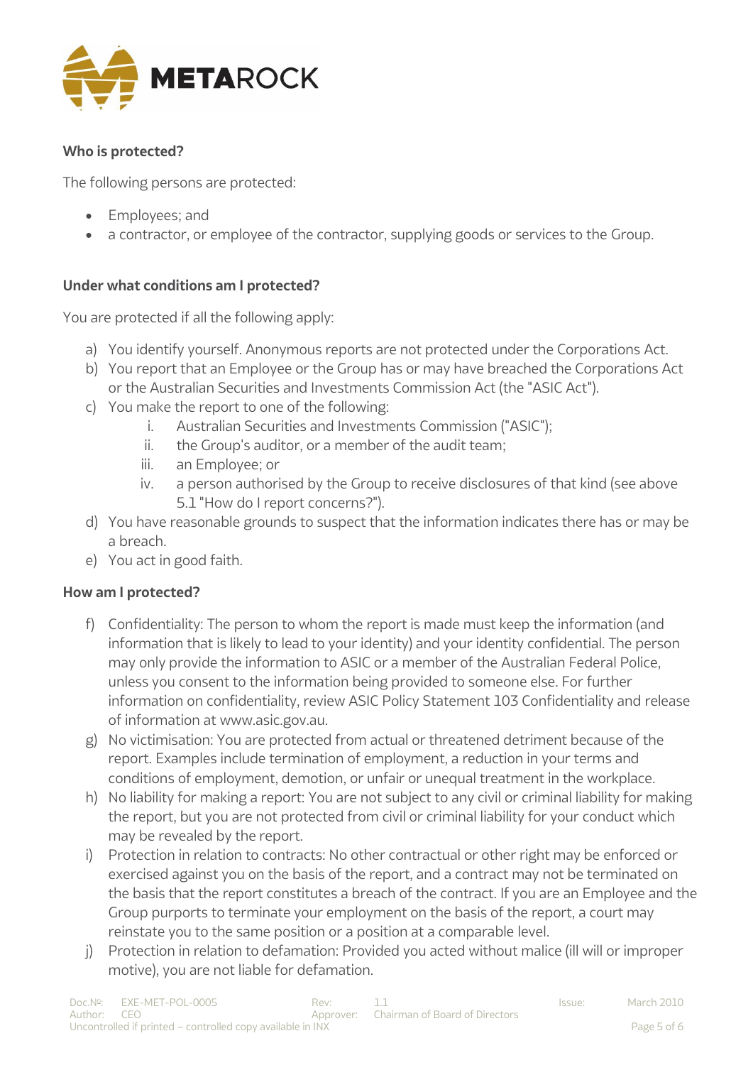### Who is protected?

The following persons are protected:

- Employees; and
- a contractor, or employee of the contractor, supplying goods or services to the Group.

### Under what conditions am I protected?

You are protected if all the following apply:

a) You identify yourself. Anonymous reports are not protected under the Corporations Act.
b) You report that an Employee or the Group has or may have breached the Corporations Act or the Australian Securities and Investments Commission Act (the "ASIC Act").
c) You make the report to one of the following:
    i. Australian Securities and Investments Commission ("ASIC");
    ii. the Group's auditor, or a member of the audit team;
    iii. an Employee; or
    iv. a person authorised by the Group to receive disclosures of that kind (see above 5.1 "How do I report concerns?").
d) You have reasonable grounds to suspect that the information indicates there has or may be a breach.
e) You act in good faith.

### How am I protected?

f) Confidentiality: The person to whom the report is made must keep the information (and information that is likely to lead to your identity) and your identity confidential. The person may only provide the information to ASIC or a member of the Australian Federal Police, unless you consent to the information being provided to someone else. For further information on confidentiality, review ASIC Policy Statement 103 Confidentiality and release of information at www.asic.gov.au.
g) No victimisation: You are protected from actual or threatened detriment because of the report. Examples include termination of employment, a reduction in your terms and conditions of employment, demotion, or unfair or unequal treatment in the workplace.
h) No liability for making a report: You are not subject to any civil or criminal liability for making the report, but you are not protected from civil or criminal liability for your conduct which may be revealed by the report.
i) Protection in relation to contracts: No other contractual or other right may be enforced or exercised against you on the basis of the report, and a contract may not be terminated on the basis that the report constitutes a breach of the contract. If you are an Employee and the Group purports to terminate your employment on the basis of the report, a court may reinstate you to the same position or a position at a comparable level.
j) Protection in relation to defamation: Provided you acted without malice (ill will or improper motive), you are not liable for defamation.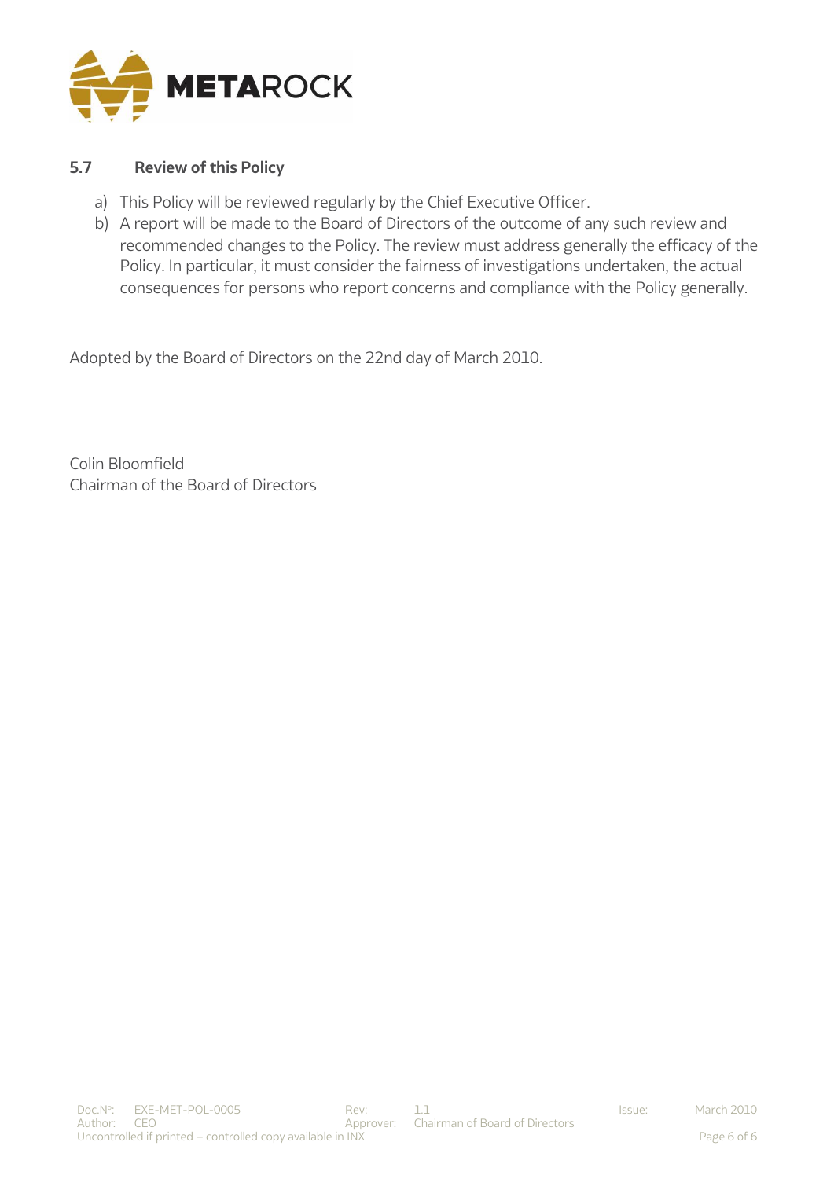### 5.7 Review of this Policy

a) This Policy will be reviewed regularly by the Chief Executive Officer.
b) A report will be made to the Board of Directors of the outcome of any such review and recommended changes to the Policy. The review must address generally the efficacy of the Policy. In particular, it must consider the fairness of investigations undertaken, the actual consequences for persons who report concerns and compliance with the Policy generally.

Adopted by the Board of Directors on the 22nd day of March 2010.

Colin Bloomfield
Chairman of the Board of Directors